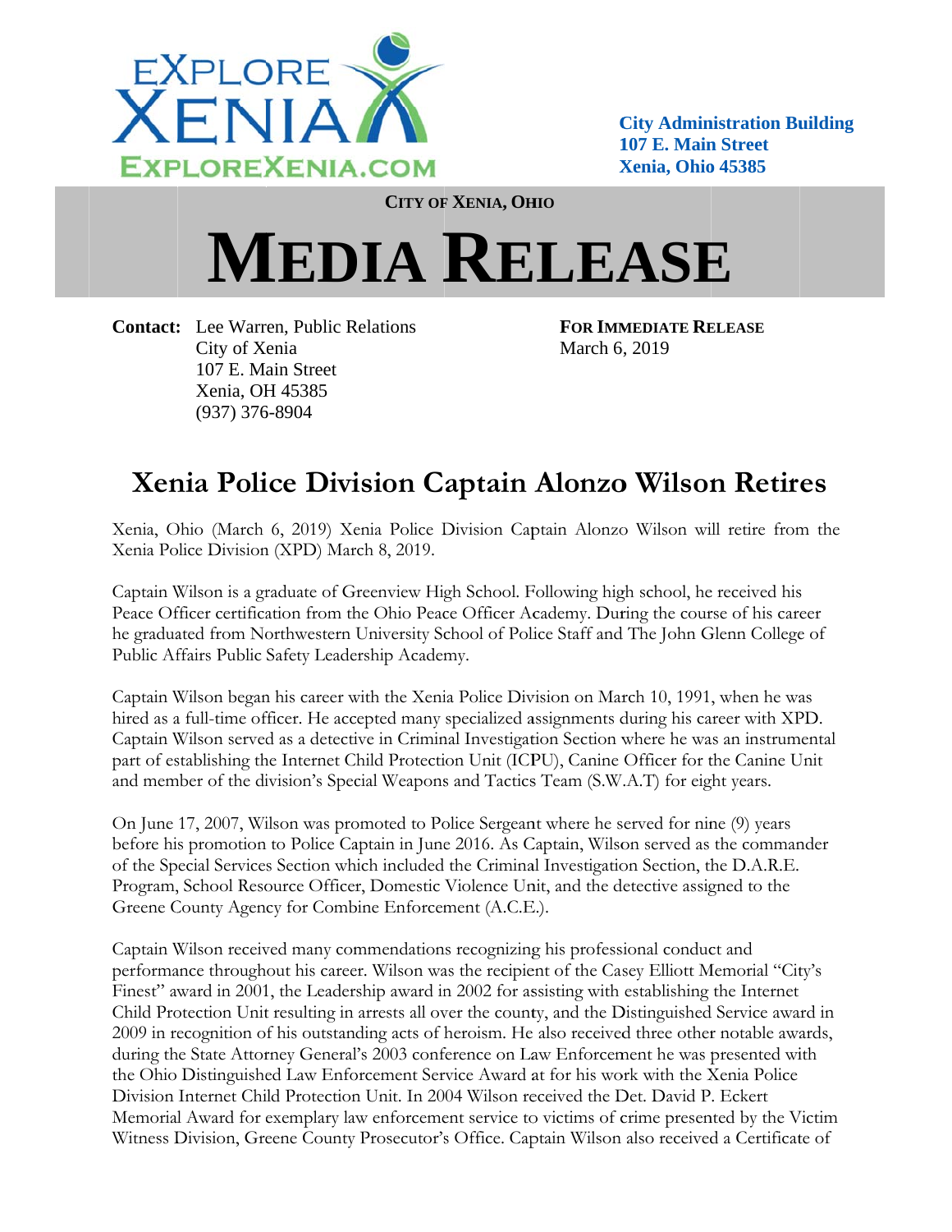EXPLORE XENIA
EXPLOREXENIA.COM

**City Administration Building**
**107 E. Main Street**
**Xenia, Ohio 45385**

**CITY OF XENIA, OHIO**

# MEDIA RELEASE

**Contact:** Lee Warren, Public Relations
City of Xenia
107 E. Main Street
Xenia, OH 45385
(937) 376-8904

**FOR IMMEDIATE RELEASE**
March 6, 2019

## Xenia Police Division Captain Alonzo Wilson Retires

Xenia, Ohio (March 6, 2019) Xenia Police Division Captain Alonzo Wilson will retire from the Xenia Police Division (XPD) March 8, 2019.

Captain Wilson is a graduate of Greenview High School. Following high school, he received his Peace Officer certification from the Ohio Peace Officer Academy. During the course of his career he graduated from Northwestern University School of Police Staff and The John Glenn College of Public Affairs Public Safety Leadership Academy.

Captain Wilson began his career with the Xenia Police Division on March 10, 1991, when he was hired as a full-time officer. He accepted many specialized assignments during his career with XPD. Captain Wilson served as a detective in Criminal Investigation Section where he was an instrumental part of establishing the Internet Child Protection Unit (ICPU), Canine Officer for the Canine Unit and member of the division's Special Weapons and Tactics Team (S.W.A.T) for eight years.

On June 17, 2007, Wilson was promoted to Police Sergeant where he served for nine (9) years before his promotion to Police Captain in June 2016. As Captain, Wilson served as the commander of the Special Services Section which included the Criminal Investigation Section, the D.A.R.E. Program, School Resource Officer, Domestic Violence Unit, and the detective assigned to the Greene County Agency for Combine Enforcement (A.C.E.).

Captain Wilson received many commendations recognizing his professional conduct and performance throughout his career. Wilson was the recipient of the Casey Elliott Memorial "City's Finest" award in 2001, the Leadership award in 2002 for assisting with establishing the Internet Child Protection Unit resulting in arrests all over the county, and the Distinguished Service award in 2009 in recognition of his outstanding acts of heroism. He also received three other notable awards, during the State Attorney General's 2003 conference on Law Enforcement he was presented with the Ohio Distinguished Law Enforcement Service Award at for his work with the Xenia Police Division Internet Child Protection Unit. In 2004 Wilson received the Det. David P. Eckert Memorial Award for exemplary law enforcement service to victims of crime presented by the Victim Witness Division, Greene County Prosecutor's Office. Captain Wilson also received a Certificate of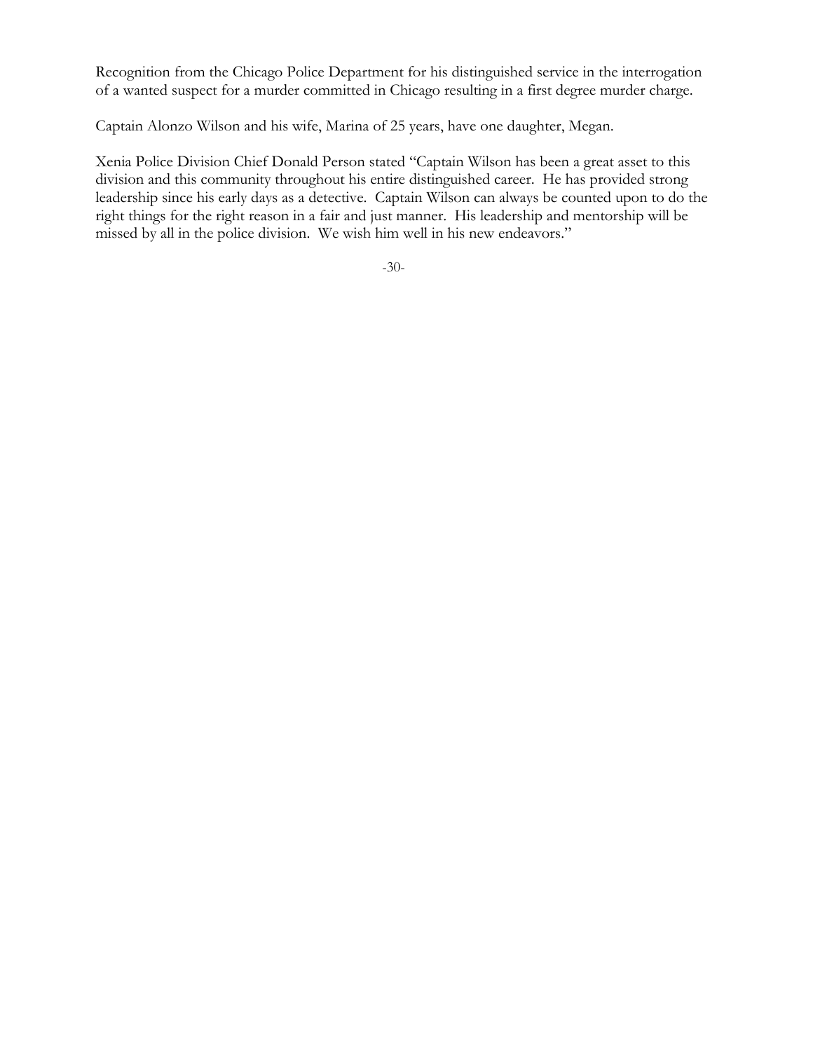Recognition from the Chicago Police Department for his distinguished service in the interrogation of a wanted suspect for a murder committed in Chicago resulting in a first degree murder charge.

Captain Alonzo Wilson and his wife, Marina of 25 years, have one daughter, Megan.

Xenia Police Division Chief Donald Person stated "Captain Wilson has been a great asset to this division and this community throughout his entire distinguished career. He has provided strong leadership since his early days as a detective. Captain Wilson can always be counted upon to do the right things for the right reason in a fair and just manner. His leadership and mentorship will be missed by all in the police division. We wish him well in his new endeavors."

-30-